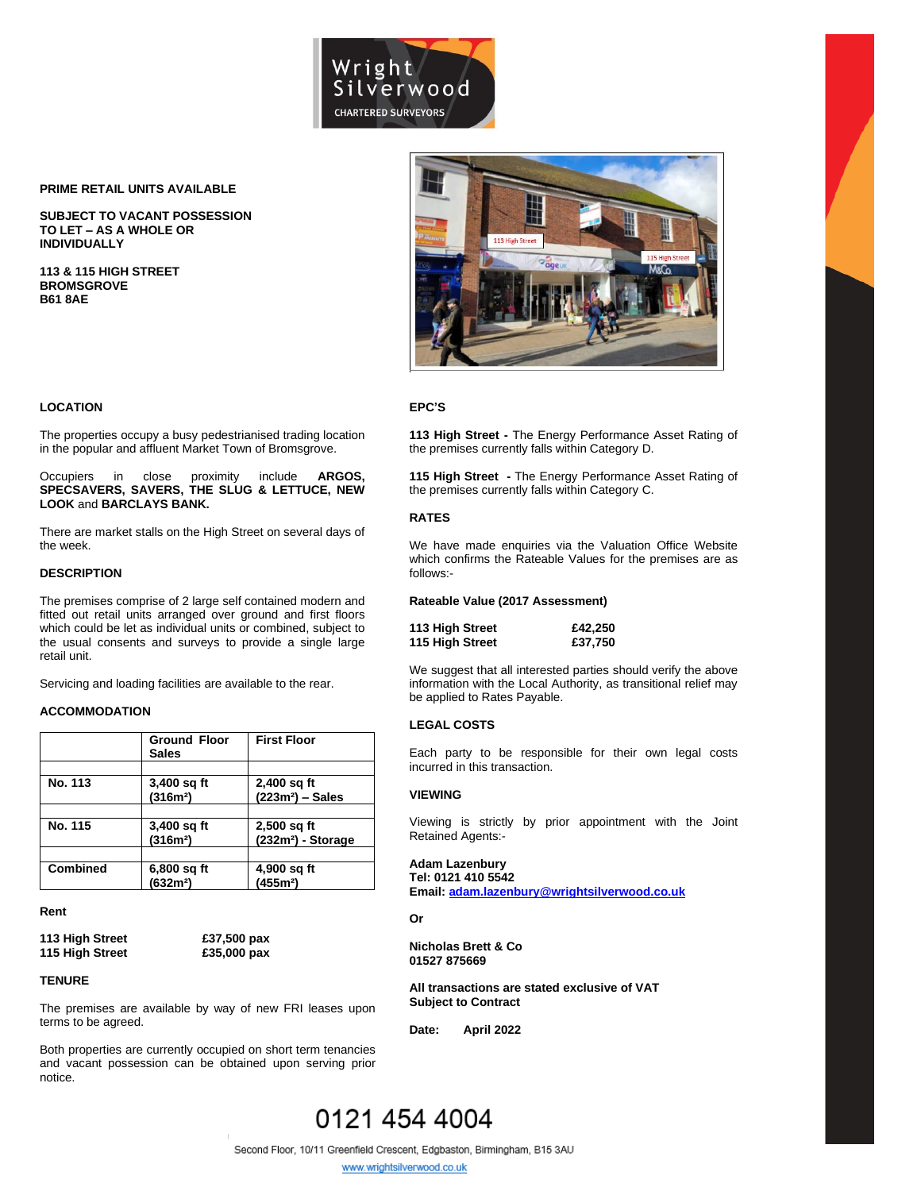Wright Silverwood
CHARTERED SURVEYORS

**PRIME RETAIL UNITS AVAILABLE**

**SUBJECT TO VACANT POSSESSION**
**TO LET – AS A WHOLE OR INDIVIDUALLY**

**113 & 115 HIGH STREET**
**BROMSGROVE**
**B61 8AE**

## LOCATION

The properties occupy a busy pedestrianised trading location in the popular and affluent Market Town of Bromsgrove.

Occupiers in close proximity include **ARGOS, SPECSAVERS, SAVERS, THE SLUG & LETTUCE, NEW LOOK** and **BARCLAYS BANK.**

There are market stalls on the High Street on several days of the week.

## DESCRIPTION

The premises comprise of 2 large self contained modern and fitted out retail units arranged over ground and first floors which could be let as individual units or combined, subject to the usual consents and surveys to provide a single large retail unit.

Servicing and loading facilities are available to the rear.

## ACCOMMODATION

| | Ground Floor Sales | First Floor |
|---|---|---|
| **No. 113** | 3,400 sq ft (316m²) | 2,400 sq ft (223m²) – Sales |
| **No. 115** | 3,400 sq ft (316m²) | 2,500 sq ft (232m²) - Storage |
| **Combined** | 6,800 sq ft (632m²) | 4,900 sq ft (455m²) |

## Rent

| | |
|---|---|
| **113 High Street** | **£37,500 pax** |
| **115 High Street** | **£35,000 pax** |

## TENURE

The premises are available by way of new FRI leases upon terms to be agreed.

Both properties are currently occupied on short term tenancies and vacant possession can be obtained upon serving prior notice.

## EPC'S

**113 High Street -** The Energy Performance Asset Rating of the premises currently falls within Category D.

**115 High Street -** The Energy Performance Asset Rating of the premises currently falls within Category C.

## RATES

We have made enquiries via the Valuation Office Website which confirms the Rateable Values for the premises are as follows:-

**Rateable Value (2017 Assessment)**

| | |
|---|---|
| **113 High Street** | **£42,250** |
| **115 High Street** | **£37,750** |

We suggest that all interested parties should verify the above information with the Local Authority, as transitional relief may be applied to Rates Payable.

## LEGAL COSTS

Each party to be responsible for their own legal costs incurred in this transaction.

## VIEWING

Viewing is strictly by prior appointment with the Joint Retained Agents:-

**Adam Lazenbury**
**Tel: 0121 410 5542**
**Email: adam.lazenbury@wrightsilverwood.co.uk**

**Or**

**Nicholas Brett & Co**
**01527 875669**

**All transactions are stated exclusive of VAT**
**Subject to Contract**

**Date: April 2022**

0121 454 4004

Second Floor, 10/11 Greenfield Crescent, Edgbaston, Birmingham, B15 3AU
www.wrightsilverwood.co.uk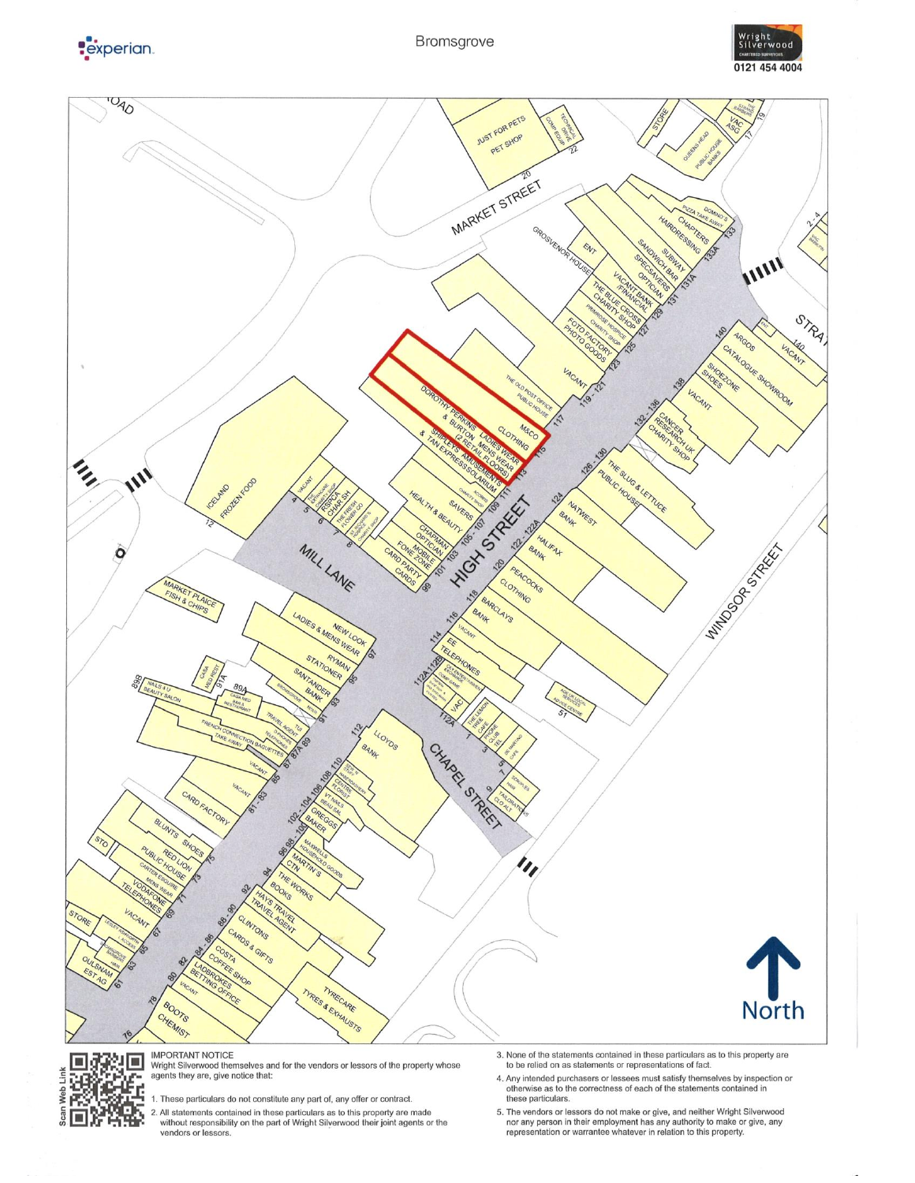Bromsgrove

Wright Silverwood
CHARTERED SURVEYORS
0121 454 4004

MARKET STREET

HIGH STREET

MILL LANE

CHAPEL STREET

WINDSOR STREET

North

DOROTHY PERKINS LADIES WEAR & BURTON MENS WEAR (2 RETAIL FLOORS)

M&CO CLOTHING

SHIPLEYS AMUSEMENTS & TAN EXPRESS SOLARIUM

Scan Web Link

IMPORTANT NOTICE
Wright Silverwood themselves and for the vendors or lessors of the property whose agents they are, give notice that:

1. These particulars do not constitute any part of, any offer or contract.
2. All statements contained in these particulars as to this property are made without responsibility on the part of Wright Silverwood their joint agents or the vendors or lessors.
3. None of the statements contained in these particulars as to this property are to be relied on as statements or representations of fact.
4. Any intended purchasers or lessees must satisfy themselves by inspection or otherwise as to the correctness of each of the statements contained in these particulars.
5. The vendors or lessors do not make or give, and neither Wright Silverwood nor any person in their employment has any authority to make or give, any representation or warrantee whatever in relation to this property.